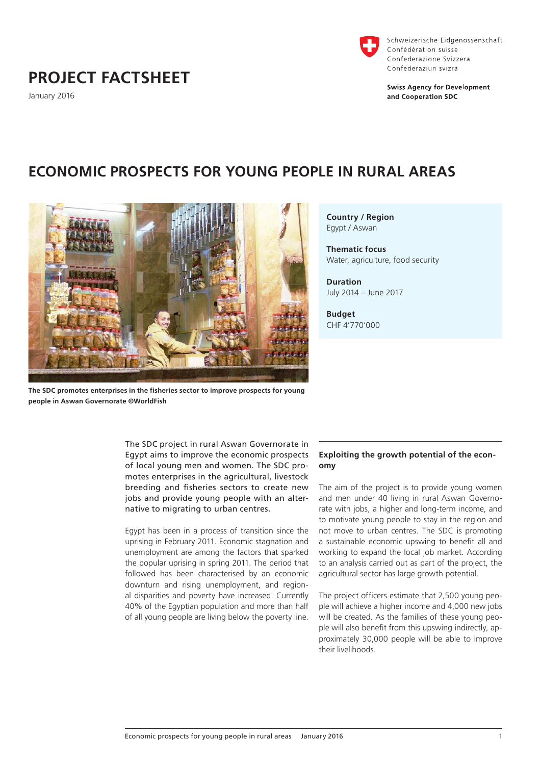Schweizerische Eidgenossenschaft
Confédération suisse
Confederazione Svizzera
Confederaziun svizra

**Swiss Agency for Development and Cooperation SDC**

# PROJECT FACTSHEET

January 2016

## ECONOMIC PROSPECTS FOR YOUNG PEOPLE IN RURAL AREAS

**The SDC promotes enterprises in the fisheries sector to improve prospects for young people in Aswan Governorate ©WorldFish**

**Country / Region**
Egypt / Aswan

**Thematic focus**
Water, agriculture, food security

**Duration**
July 2014 – June 2017

**Budget**
CHF 4'770'000

The SDC project in rural Aswan Governorate in Egypt aims to improve the economic prospects of local young men and women. The SDC promotes enterprises in the agricultural, livestock breeding and fisheries sectors to create new jobs and provide young people with an alternative to migrating to urban centres.

Egypt has been in a process of transition since the uprising in February 2011. Economic stagnation and unemployment are among the factors that sparked the popular uprising in spring 2011. The period that followed has been characterised by an economic downturn and rising unemployment, and regional disparities and poverty have increased. Currently 40% of the Egyptian population and more than half of all young people are living below the poverty line.

### Exploiting the growth potential of the economy

The aim of the project is to provide young women and men under 40 living in rural Aswan Governorate with jobs, a higher and long-term income, and to motivate young people to stay in the region and not move to urban centres. The SDC is promoting a sustainable economic upswing to benefit all and working to expand the local job market. According to an analysis carried out as part of the project, the agricultural sector has large growth potential.

The project officers estimate that 2,500 young people will achieve a higher income and 4,000 new jobs will be created. As the families of these young people will also benefit from this upswing indirectly, approximately 30,000 people will be able to improve their livelihoods.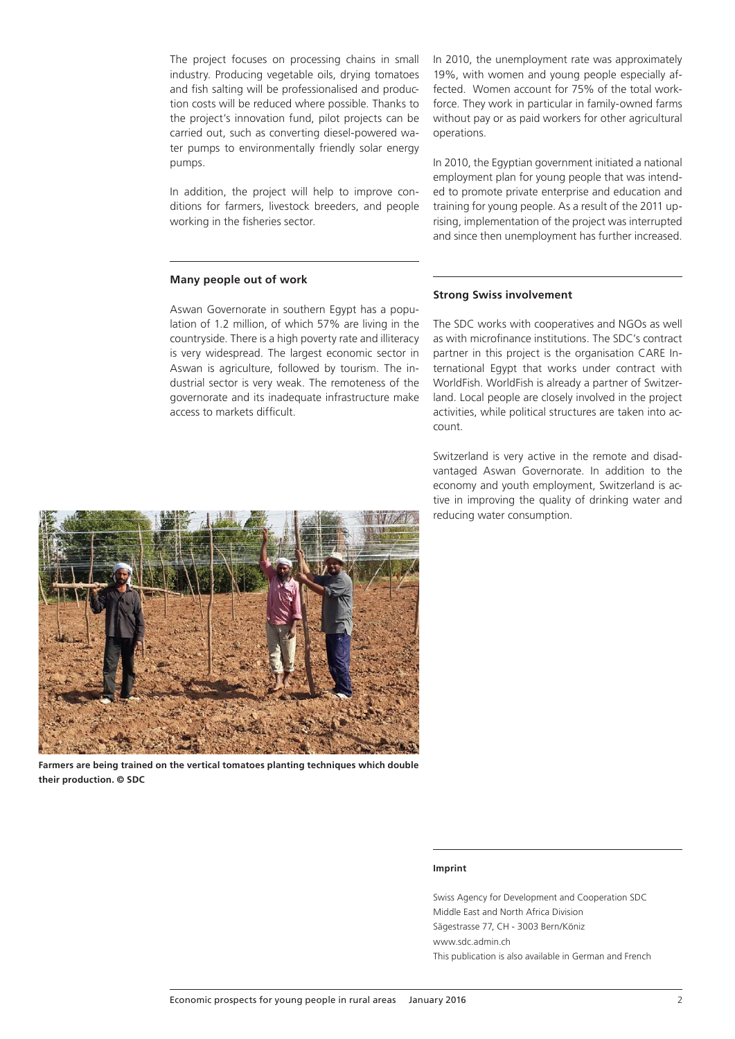The project focuses on processing chains in small industry. Producing vegetable oils, drying tomatoes and fish salting will be professionalised and production costs will be reduced where possible. Thanks to the project's innovation fund, pilot projects can be carried out, such as converting diesel-powered water pumps to environmentally friendly solar energy pumps.

In addition, the project will help to improve conditions for farmers, livestock breeders, and people working in the fisheries sector.

## Many people out of work

Aswan Governorate in southern Egypt has a population of 1.2 million, of which 57% are living in the countryside. There is a high poverty rate and illiteracy is very widespread. The largest economic sector in Aswan is agriculture, followed by tourism. The industrial sector is very weak. The remoteness of the governorate and its inadequate infrastructure make access to markets difficult.

**Farmers are being trained on the vertical tomatoes planting techniques which double their production. © SDC**

In 2010, the unemployment rate was approximately 19%, with women and young people especially affected. Women account for 75% of the total workforce. They work in particular in family-owned farms without pay or as paid workers for other agricultural operations.

In 2010, the Egyptian government initiated a national employment plan for young people that was intended to promote private enterprise and education and training for young people. As a result of the 2011 uprising, implementation of the project was interrupted and since then unemployment has further increased.

## Strong Swiss involvement

The SDC works with cooperatives and NGOs as well as with microfinance institutions. The SDC's contract partner in this project is the organisation CARE International Egypt that works under contract with WorldFish. WorldFish is already a partner of Switzerland. Local people are closely involved in the project activities, while political structures are taken into account.

Switzerland is very active in the remote and disadvantaged Aswan Governorate. In addition to the economy and youth employment, Switzerland is active in improving the quality of drinking water and reducing water consumption.

**Imprint**

Swiss Agency for Development and Cooperation SDC
Middle East and North Africa Division
Sägestrasse 77, CH - 3003 Bern/Köniz
www.sdc.admin.ch
This publication is also available in German and French